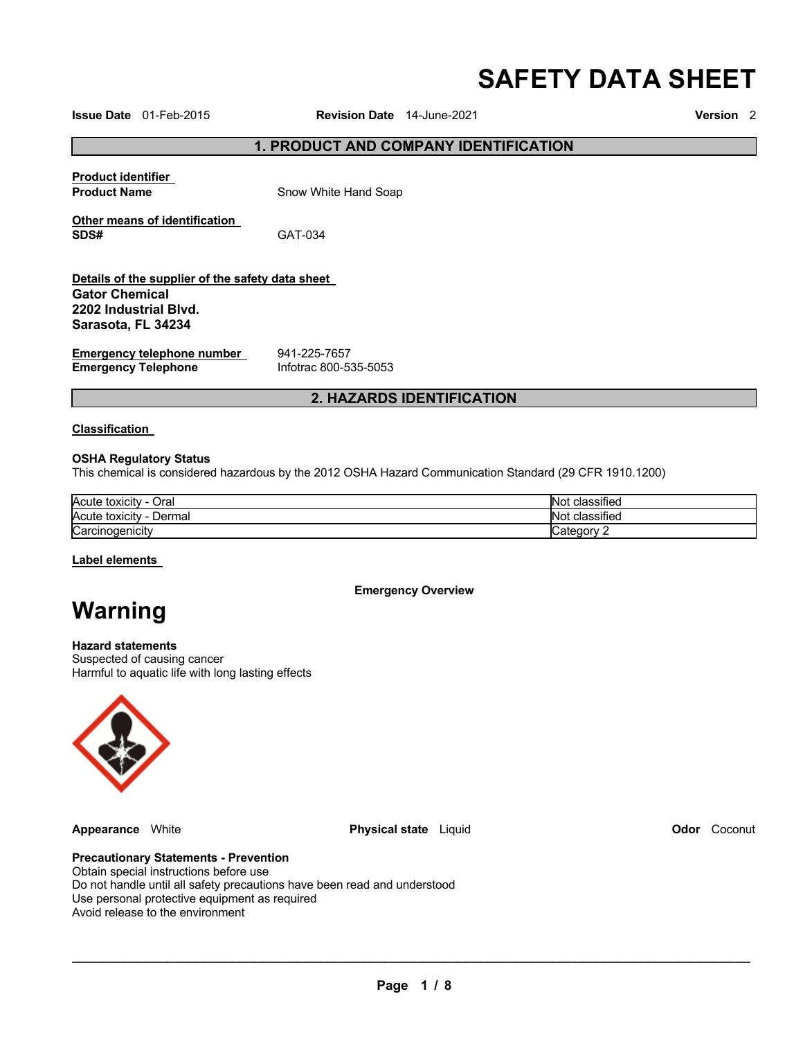# SAFETY DATA SHEET

**Issue Date** 01-Feb-2015 **Revision Date** 14-June-2021 **Version** 2

## 1. PRODUCT AND COMPANY IDENTIFICATION

**Product identifier**

**Product Name** Snow White Hand Soap

**Other means of identification**

**SDS#** GAT-034

**Details of the supplier of the safety data sheet**

**Gator Chemical**
**2202 Industrial Blvd.**
**Sarasota, FL 34234**

**Emergency telephone number** 941-225-7657
**Emergency Telephone** Infotrac 800-535-5053

## 2. HAZARDS IDENTIFICATION

**Classification**

**OSHA Regulatory Status**
This chemical is considered hazardous by the 2012 OSHA Hazard Communication Standard (29 CFR 1910.1200)

| | |
|---|---|
| Acute toxicity - Oral | Not classified |
| Acute toxicity - Dermal | Not classified |
| Carcinogenicity | Category 2 |

**Label elements**

**Emergency Overview**

# Warning

**Hazard statements**
Suspected of causing cancer
Harmful to aquatic life with long lasting effects

**Appearance** White **Physical state** Liquid **Odor** Coconut

**Precautionary Statements - Prevention**
Obtain special instructions before use
Do not handle until all safety precautions have been read and understood
Use personal protective equipment as required
Avoid release to the environment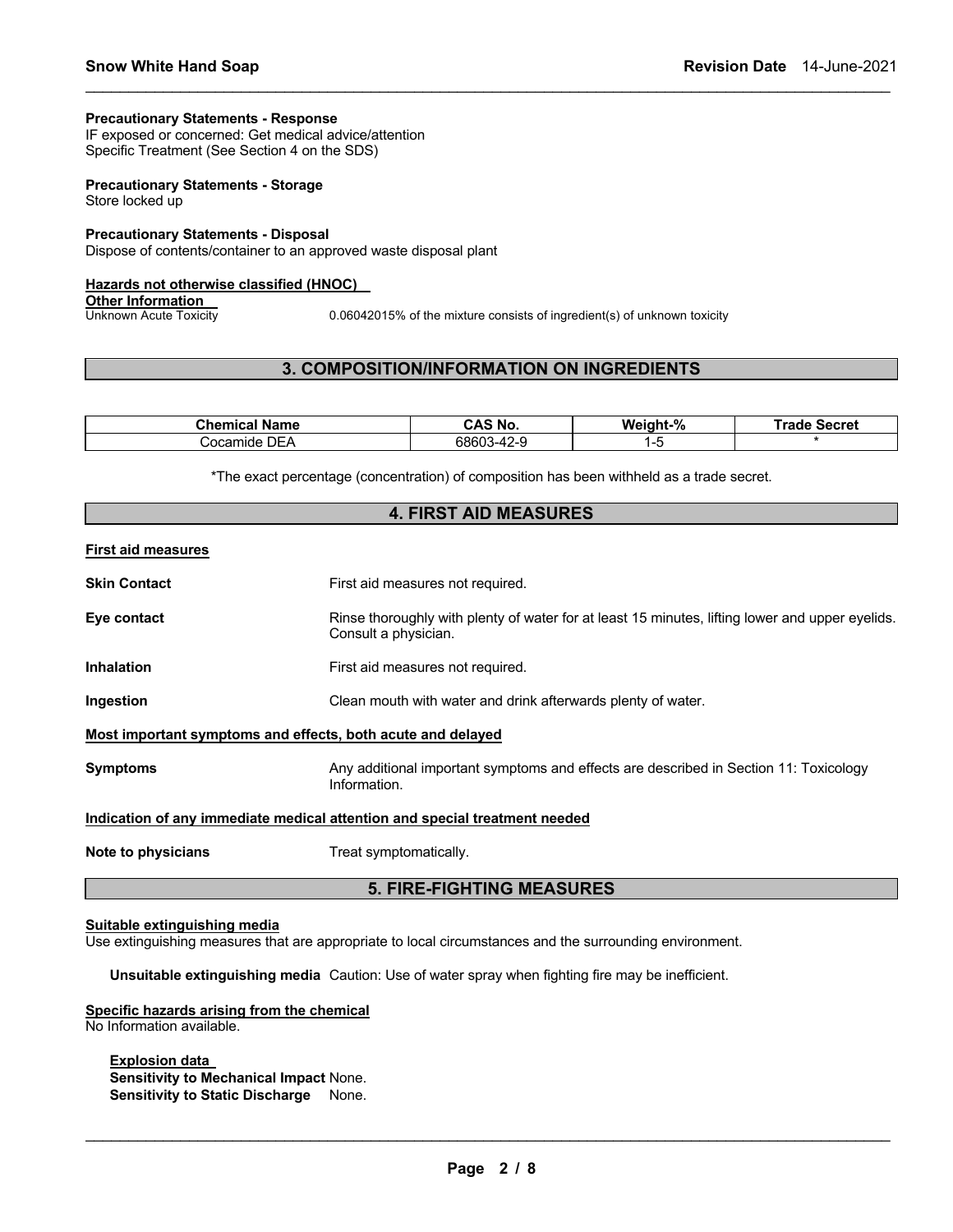**Precautionary Statements - Response**
IF exposed or concerned: Get medical advice/attention
Specific Treatment (See Section 4 on the SDS)

**Precautionary Statements - Storage**
Store locked up

**Precautionary Statements - Disposal**
Dispose of contents/container to an approved waste disposal plant

**Hazards not otherwise classified (HNOC)**

**Other Information**

Unknown Acute Toxicity 0.06042015% of the mixture consists of ingredient(s) of unknown toxicity

## 3. COMPOSITION/INFORMATION ON INGREDIENTS

| Chemical Name | CAS No. | Weight-% | Trade Secret |
|---|---|---|---|
| Cocamide DEA | 68603-42-9 | 1-5 | * |

*The exact percentage (concentration) of composition has been withheld as a trade secret.

## 4. FIRST AID MEASURES

**First aid measures**

**Skin Contact** First aid measures not required.

**Eye contact** Rinse thoroughly with plenty of water for at least 15 minutes, lifting lower and upper eyelids. Consult a physician.

**Inhalation** First aid measures not required.

**Ingestion** Clean mouth with water and drink afterwards plenty of water.

**Most important symptoms and effects, both acute and delayed**

**Symptoms** Any additional important symptoms and effects are described in Section 11: Toxicology Information.

**Indication of any immediate medical attention and special treatment needed**

**Note to physicians** Treat symptomatically.

## 5. FIRE-FIGHTING MEASURES

**Suitable extinguishing media**
Use extinguishing measures that are appropriate to local circumstances and the surrounding environment.

**Unsuitable extinguishing media** Caution: Use of water spray when fighting fire may be inefficient.

**Specific hazards arising from the chemical**
No Information available.

**Explosion data**
**Sensitivity to Mechanical Impact** None.
**Sensitivity to Static Discharge** None.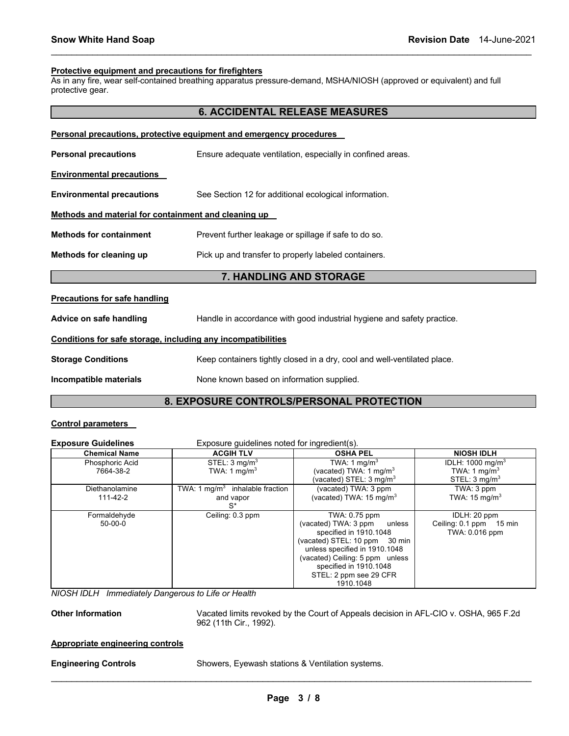**Protective equipment and precautions for firefighters**

As in any fire, wear self-contained breathing apparatus pressure-demand, MSHA/NIOSH (approved or equivalent) and full protective gear.

## 6. ACCIDENTAL RELEASE MEASURES

**Personal precautions, protective equipment and emergency procedures**

**Personal precautions** Ensure adequate ventilation, especially in confined areas.

**Environmental precautions**

**Environmental precautions** See Section 12 for additional ecological information.

**Methods and material for containment and cleaning up**

**Methods for containment** Prevent further leakage or spillage if safe to do so.

**Methods for cleaning up** Pick up and transfer to properly labeled containers.

## 7. HANDLING AND STORAGE

**Precautions for safe handling**

**Advice on safe handling** Handle in accordance with good industrial hygiene and safety practice.

**Conditions for safe storage, including any incompatibilities**

**Storage Conditions** Keep containers tightly closed in a dry, cool and well-ventilated place.

**Incompatible materials** None known based on information supplied.

## 8. EXPOSURE CONTROLS/PERSONAL PROTECTION

**Control parameters**

**Exposure Guidelines** Exposure guidelines noted for ingredient(s).

| Chemical Name | ACGIH TLV | OSHA PEL | NIOSH IDLH |
|---|---|---|---|
| Phosphoric Acid<br>7664-38-2 | STEL: 3 mg/m$^3$<br>TWA: 1 mg/m$^3$ | TWA: 1 mg/m$^3$<br>(vacated) TWA: 1 mg/m$^3$<br>(vacated) STEL: 3 mg/m$^3$ | IDLH: 1000 mg/m$^3$<br>TWA: 1 mg/m$^3$<br>STEL: 3 mg/m$^3$ |
| Diethanolamine<br>111-42-2 | TWA: 1 mg/m$^3$ inhalable fraction and vapor<br>S* | (vacated) TWA: 3 ppm<br>(vacated) TWA: 15 mg/m$^3$ | TWA: 3 ppm<br>TWA: 15 mg/m$^3$ |
| Formaldehyde<br>50-00-0 | Ceiling: 0.3 ppm | TWA: 0.75 ppm<br>(vacated) TWA: 3 ppm unless specified in 1910.1048<br>(vacated) STEL: 10 ppm 30 min unless specified in 1910.1048<br>(vacated) Ceiling: 5 ppm unless specified in 1910.1048<br>STEL: 2 ppm see 29 CFR 1910.1048 | IDLH: 20 ppm<br>Ceiling: 0.1 ppm 15 min<br>TWA: 0.016 ppm |

*NIOSH IDLH Immediately Dangerous to Life or Health*

**Other Information** Vacated limits revoked by the Court of Appeals decision in AFL-CIO v. OSHA, 965 F.2d 962 (11th Cir., 1992).

**Appropriate engineering controls**

**Engineering Controls** Showers, Eyewash stations & Ventilation systems.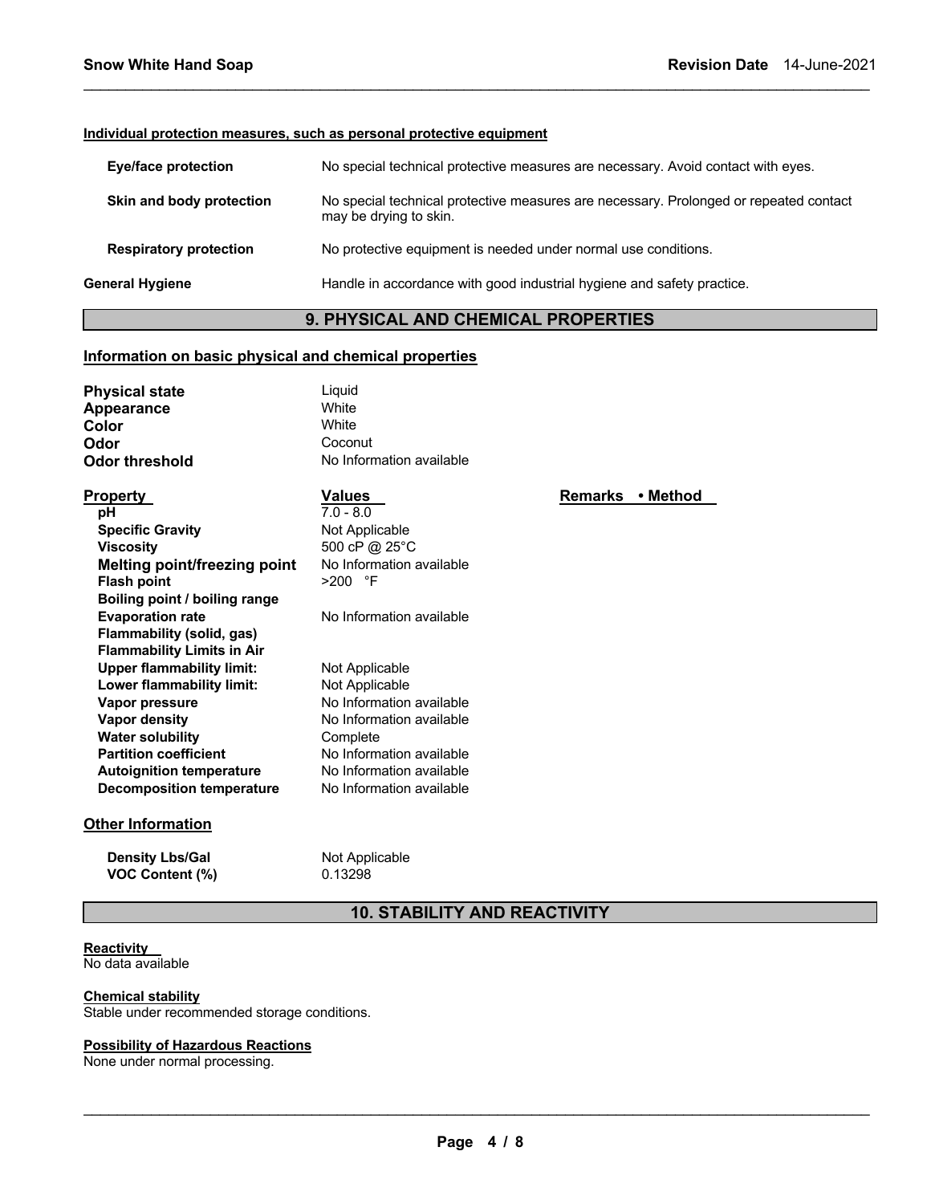**Individual protection measures, such as personal protective equipment**

| | |
|---|---|
| **Eye/face protection** | No special technical protective measures are necessary. Avoid contact with eyes. |
| **Skin and body protection** | No special technical protective measures are necessary. Prolonged or repeated contact may be drying to skin. |
| **Respiratory protection** | No protective equipment is needed under normal use conditions. |
| **General Hygiene** | Handle in accordance with good industrial hygiene and safety practice. |

## 9. PHYSICAL AND CHEMICAL PROPERTIES

### Information on basic physical and chemical properties

| | |
|---|---|
| **Physical state** | Liquid |
| **Appearance** | White |
| **Color** | White |
| **Odor** | Coconut |
| **Odor threshold** | No Information available |

| Property | Values | Remarks • Method |
|---|---|---|
| **pH** | 7.0 - 8.0 | |
| **Specific Gravity** | Not Applicable | |
| **Viscosity** | 500 cP @ 25°C | |
| **Melting point/freezing point** | No Information available | |
| **Flash point** | >200 °F | |
| **Boiling point / boiling range** | | |
| **Evaporation rate** | No Information available | |
| **Flammability (solid, gas)** | | |
| **Flammability Limits in Air** | | |
| **Upper flammability limit:** | Not Applicable | |
| **Lower flammability limit:** | Not Applicable | |
| **Vapor pressure** | No Information available | |
| **Vapor density** | No Information available | |
| **Water solubility** | Complete | |
| **Partition coefficient** | No Information available | |
| **Autoignition temperature** | No Information available | |
| **Decomposition temperature** | No Information available | |

### Other Information

| | |
|---|---|
| **Density Lbs/Gal** | Not Applicable |
| **VOC Content (%)** | 0.13298 |

## 10. STABILITY AND REACTIVITY

**Reactivity**
No data available

**Chemical stability**
Stable under recommended storage conditions.

**Possibility of Hazardous Reactions**
None under normal processing.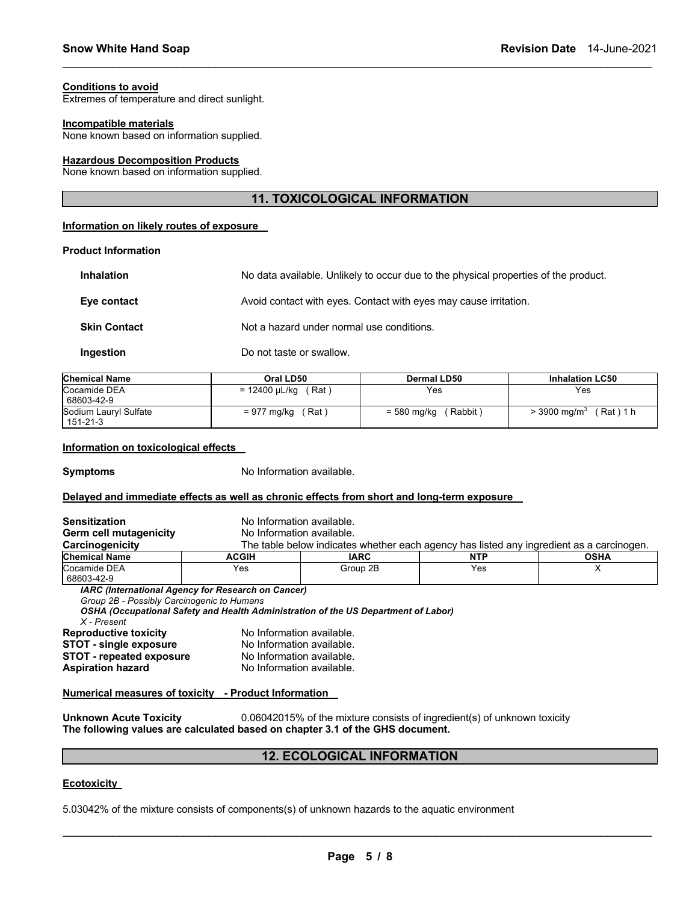#### Conditions to avoid

Extremes of temperature and direct sunlight.

#### Incompatible materials

None known based on information supplied.

#### Hazardous Decomposition Products

None known based on information supplied.

## 11. TOXICOLOGICAL INFORMATION

#### Information on likely routes of exposure

**Product Information**

**Inhalation** No data available. Unlikely to occur due to the physical properties of the product.

**Eye contact** Avoid contact with eyes. Contact with eyes may cause irritation.

**Skin Contact** Not a hazard under normal use conditions.

**Ingestion** Do not taste or swallow.

| Chemical Name | Oral LD50 | Dermal LD50 | Inhalation LC50 |
|---|---|---|---|
| Cocamide DEA 68603-42-9 | = 12400 µL/kg ( Rat ) | Yes | Yes |
| Sodium Lauryl Sulfate 151-21-3 | = 977 mg/kg ( Rat ) | = 580 mg/kg ( Rabbit ) | > 3900 mg/m$^3$ ( Rat ) 1 h |

#### Information on toxicological effects

**Symptoms** No Information available.

#### Delayed and immediate effects as well as chronic effects from short and long-term exposure

**Sensitization** No Information available.
**Germ cell mutagenicity** No Information available.
**Carcinogenicity** The table below indicates whether each agency has listed any ingredient as a carcinogen.

| Chemical Name | ACGIH | IARC | NTP | OSHA |
|---|---|---|---|---|
| Cocamide DEA 68603-42-9 | Yes | Group 2B | Yes | X |

***IARC (International Agency for Research on Cancer)***
*Group 2B - Possibly Carcinogenic to Humans*
***OSHA (Occupational Safety and Health Administration of the US Department of Labor)***
*X - Present*

**Reproductive toxicity** No Information available.
**STOT - single exposure** No Information available.
**STOT - repeated exposure** No Information available.
**Aspiration hazard** No Information available.

#### Numerical measures of toxicity - Product Information

**Unknown Acute Toxicity** 0.06042015% of the mixture consists of ingredient(s) of unknown toxicity
**The following values are calculated based on chapter 3.1 of the GHS document.**

## 12. ECOLOGICAL INFORMATION

#### Ecotoxicity

5.03042% of the mixture consists of components(s) of unknown hazards to the aquatic environment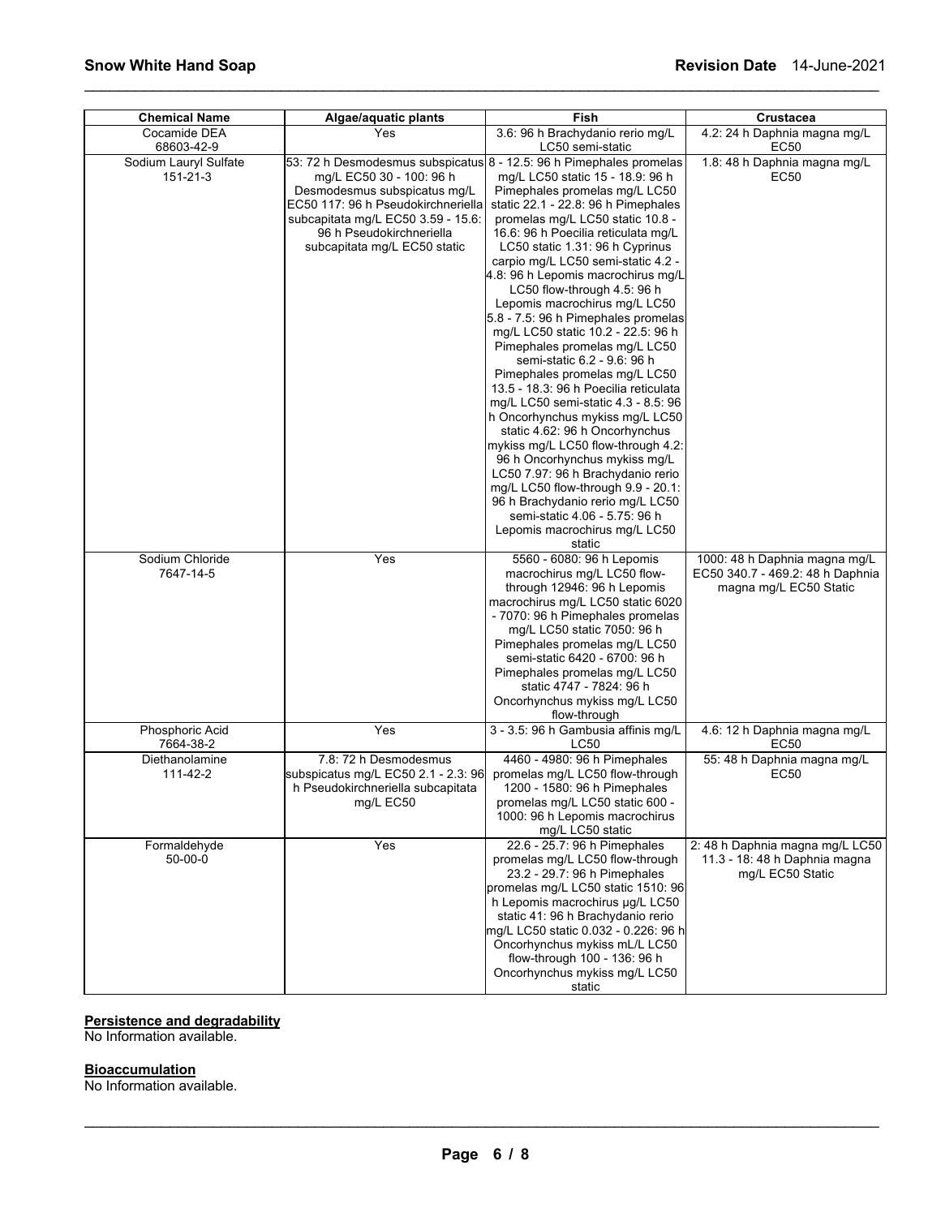| Chemical Name | Algae/aquatic plants | Fish | Crustacea |
|---|---|---|---|
| Cocamide DEA 68603-42-9 | Yes | 3.6: 96 h Brachydanio rerio mg/L LC50 semi-static | 4.2: 24 h Daphnia magna mg/L EC50 |
| Sodium Lauryl Sulfate 151-21-3 | 53: 72 h Desmodesmus subspicatus mg/L EC50 30 - 100: 96 h Desmodesmus subspicatus mg/L EC50 117: 96 h Pseudokirchneriella subcapitata mg/L EC50 3.59 - 15.6: 96 h Pseudokirchneriella subcapitata mg/L EC50 static | 8 - 12.5: 96 h Pimephales promelas mg/L LC50 static 15 - 18.9: 96 h Pimephales promelas mg/L LC50 static 22.1 - 22.8: 96 h Pimephales promelas mg/L LC50 static 10.8 - 16.6: 96 h Poecilia reticulata mg/L LC50 static 1.31: 96 h Cyprinus carpio mg/L LC50 semi-static 4.2 - 4.8: 96 h Lepomis macrochirus mg/L LC50 flow-through 4.5: 96 h Lepomis macrochirus mg/L LC50 5.8 - 7.5: 96 h Pimephales promelas mg/L LC50 static 10.2 - 22.5: 96 h Pimephales promelas mg/L LC50 semi-static 6.2 - 9.6: 96 h Pimephales promelas mg/L LC50 13.5 - 18.3: 96 h Poecilia reticulata mg/L LC50 semi-static 4.3 - 8.5: 96 h Oncorhynchus mykiss mg/L LC50 static 4.62: 96 h Oncorhynchus mykiss mg/L LC50 flow-through 4.2: 96 h Oncorhynchus mykiss mg/L LC50 7.97: 96 h Brachydanio rerio mg/L LC50 flow-through 9.9 - 20.1: 96 h Brachydanio rerio mg/L LC50 semi-static 4.06 - 5.75: 96 h Lepomis macrochirus mg/L LC50 static | 1.8: 48 h Daphnia magna mg/L EC50 |
| Sodium Chloride 7647-14-5 | Yes | 5560 - 6080: 96 h Lepomis macrochirus mg/L LC50 flow-through 12946: 96 h Lepomis macrochirus mg/L LC50 static 6020 - 7070: 96 h Pimephales promelas mg/L LC50 static 7050: 96 h Pimephales promelas mg/L LC50 semi-static 6420 - 6700: 96 h Pimephales promelas mg/L LC50 static 4747 - 7824: 96 h Oncorhynchus mykiss mg/L LC50 flow-through | 1000: 48 h Daphnia magna mg/L EC50 340.7 - 469.2: 48 h Daphnia magna mg/L EC50 Static |
| Phosphoric Acid 7664-38-2 | Yes | 3 - 3.5: 96 h Gambusia affinis mg/L LC50 | 4.6: 12 h Daphnia magna mg/L EC50 |
| Diethanolamine 111-42-2 | 7.8: 72 h Desmodesmus subspicatus mg/L EC50 2.1 - 2.3: 96 h Pseudokirchneriella subcapitata mg/L EC50 | 4460 - 4980: 96 h Pimephales promelas mg/L LC50 flow-through 1200 - 1580: 96 h Pimephales promelas mg/L LC50 static 600 - 1000: 96 h Lepomis macrochirus mg/L LC50 static | 55: 48 h Daphnia magna mg/L EC50 |
| Formaldehyde 50-00-0 | Yes | 22.6 - 25.7: 96 h Pimephales promelas mg/L LC50 flow-through 23.2 - 29.7: 96 h Pimephales promelas mg/L LC50 static 1510: 96 h Lepomis macrochirus µg/L LC50 static 41: 96 h Brachydanio rerio mg/L LC50 static 0.032 - 0.226: 96 h Oncorhynchus mykiss mL/L LC50 flow-through 100 - 136: 96 h Oncorhynchus mykiss mg/L LC50 static | 2: 48 h Daphnia magna mg/L LC50 11.3 - 18: 48 h Daphnia magna mg/L EC50 Static |

**Persistence and degradability**

No Information available.

**Bioaccumulation**

No Information available.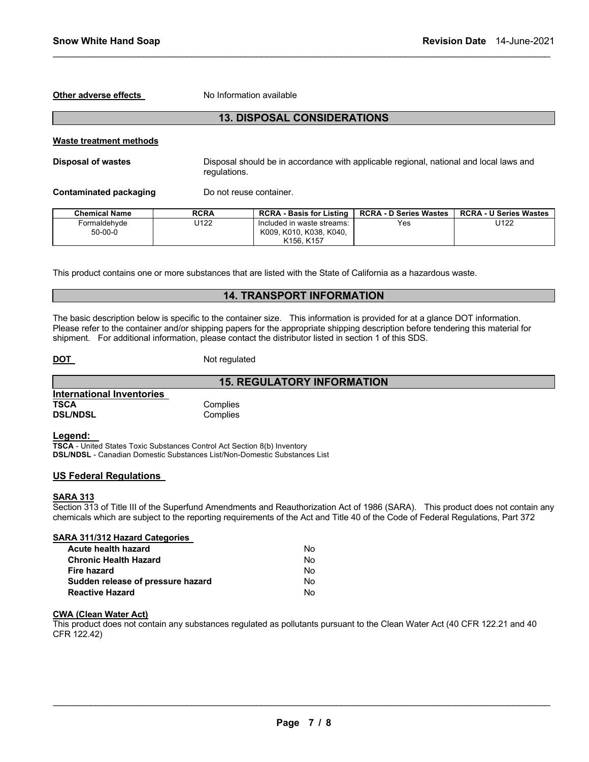**Other adverse effects** No Information available

## 13. DISPOSAL CONSIDERATIONS

**Waste treatment methods**

**Disposal of wastes** Disposal should be in accordance with applicable regional, national and local laws and regulations.

**Contaminated packaging** Do not reuse container.

| Chemical Name | RCRA | RCRA - Basis for Listing | RCRA - D Series Wastes | RCRA - U Series Wastes |
|---|---|---|---|---|
| Formaldehyde 50-00-0 | U122 | Included in waste streams: K009, K010, K038, K040, K156, K157 | Yes | U122 |

This product contains one or more substances that are listed with the State of California as a hazardous waste.

## 14. TRANSPORT INFORMATION

The basic description below is specific to the container size. This information is provided for at a glance DOT information. Please refer to the container and/or shipping papers for the appropriate shipping description before tendering this material for shipment. For additional information, please contact the distributor listed in section 1 of this SDS.

**DOT** Not regulated

## 15. REGULATORY INFORMATION

**International Inventories**

**TSCA** Complies
**DSL/NDSL** Complies

**Legend:**

**TSCA** - United States Toxic Substances Control Act Section 8(b) Inventory
**DSL/NDSL** - Canadian Domestic Substances List/Non-Domestic Substances List

### US Federal Regulations

**SARA 313**

Section 313 of Title III of the Superfund Amendments and Reauthorization Act of 1986 (SARA). This product does not contain any chemicals which are subject to the reporting requirements of the Act and Title 40 of the Code of Federal Regulations, Part 372

**SARA 311/312 Hazard Categories**

| | |
|---|---|
| **Acute health hazard** | No |
| **Chronic Health Hazard** | No |
| **Fire hazard** | No |
| **Sudden release of pressure hazard** | No |
| **Reactive Hazard** | No |

**CWA (Clean Water Act)**

This product does not contain any substances regulated as pollutants pursuant to the Clean Water Act (40 CFR 122.21 and 40 CFR 122.42)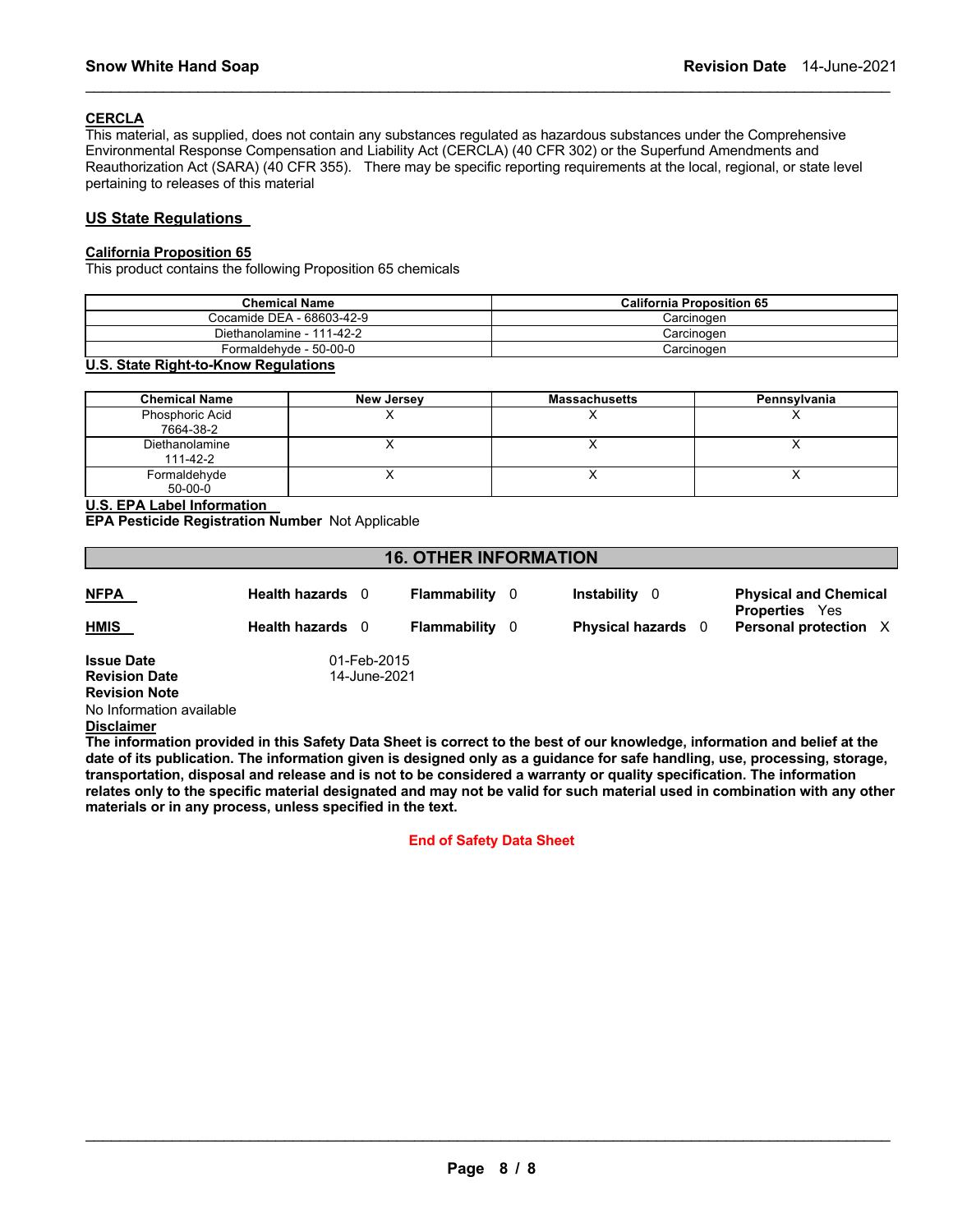#### CERCLA

This material, as supplied, does not contain any substances regulated as hazardous substances under the Comprehensive Environmental Response Compensation and Liability Act (CERCLA) (40 CFR 302) or the Superfund Amendments and Reauthorization Act (SARA) (40 CFR 355). There may be specific reporting requirements at the local, regional, or state level pertaining to releases of this material

### US State Regulations

#### California Proposition 65

This product contains the following Proposition 65 chemicals

| Chemical Name | California Proposition 65 |
|---|---|
| Cocamide DEA - 68603-42-9 | Carcinogen |
| Diethanolamine - 111-42-2 | Carcinogen |
| Formaldehyde - 50-00-0 | Carcinogen |

#### U.S. State Right-to-Know Regulations

| Chemical Name | New Jersey | Massachusetts | Pennsylvania |
|---|---|---|---|
| Phosphoric Acid<br>7664-38-2 | X | X | X |
| Diethanolamine<br>111-42-2 | X | X | X |
| Formaldehyde<br>50-00-0 | X | X | X |

#### U.S. EPA Label Information

**EPA Pesticide Registration Number** Not Applicable

## 16. OTHER INFORMATION

| | | | | |
|---|---|---|---|---|
| **NFPA** | **Health hazards** 0 | **Flammability** 0 | **Instability** 0 | **Physical and Chemical Properties** Yes |
| **HMIS** | **Health hazards** 0 | **Flammability** 0 | **Physical hazards** 0 | **Personal protection** X |

**Issue Date** 01-Feb-2015
**Revision Date** 14-June-2021
**Revision Note**
No Information available

#### Disclaimer

**The information provided in this Safety Data Sheet is correct to the best of our knowledge, information and belief at the date of its publication. The information given is designed only as a guidance for safe handling, use, processing, storage, transportation, disposal and release and is not to be considered a warranty or quality specification. The information relates only to the specific material designated and may not be valid for such material used in combination with any other materials or in any process, unless specified in the text.**

**End of Safety Data Sheet**